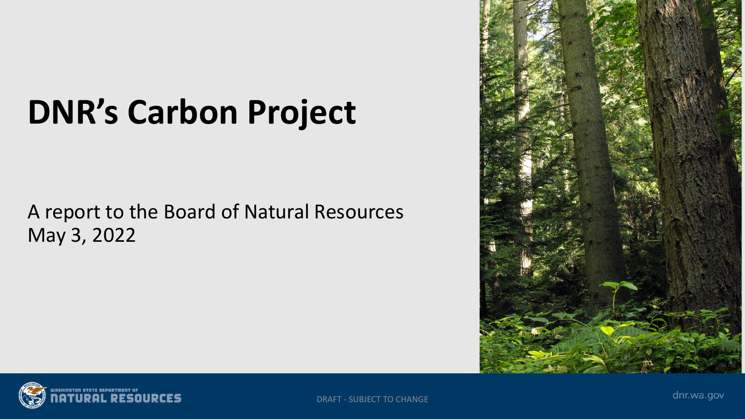# DNR's Carbon Project

A report to the Board of Natural Resources
May 3, 2022

DRAFT - SUBJECT TO CHANGE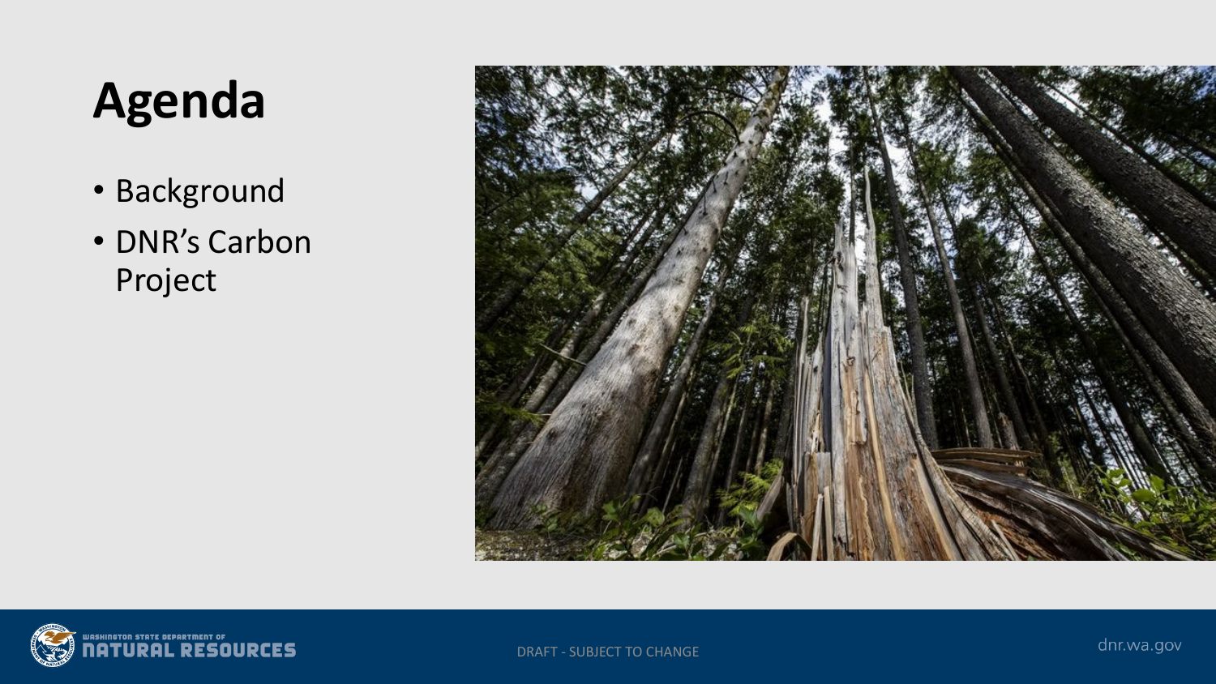# Agenda

- Background
- DNR's Carbon Project

DRAFT - SUBJECT TO CHANGE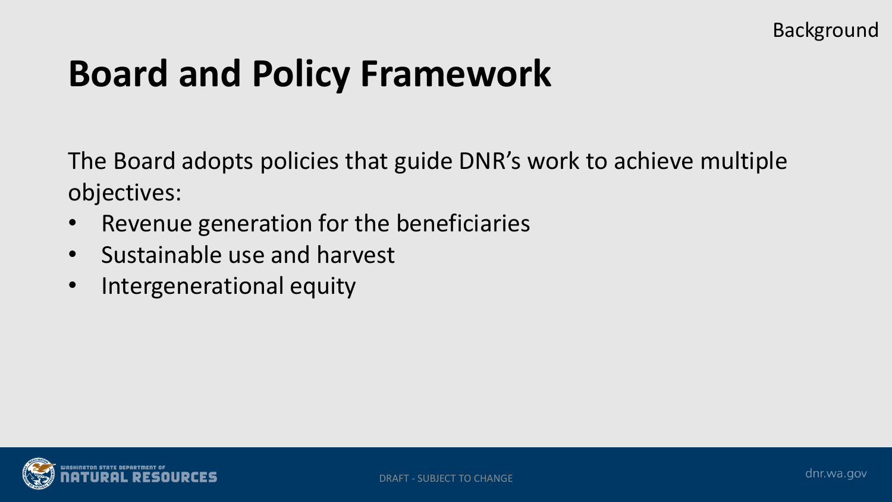Background

# Board and Policy Framework

The Board adopts policies that guide DNR's work to achieve multiple objectives:

- Revenue generation for the beneficiaries
- Sustainable use and harvest
- Intergenerational equity

DRAFT - SUBJECT TO CHANGE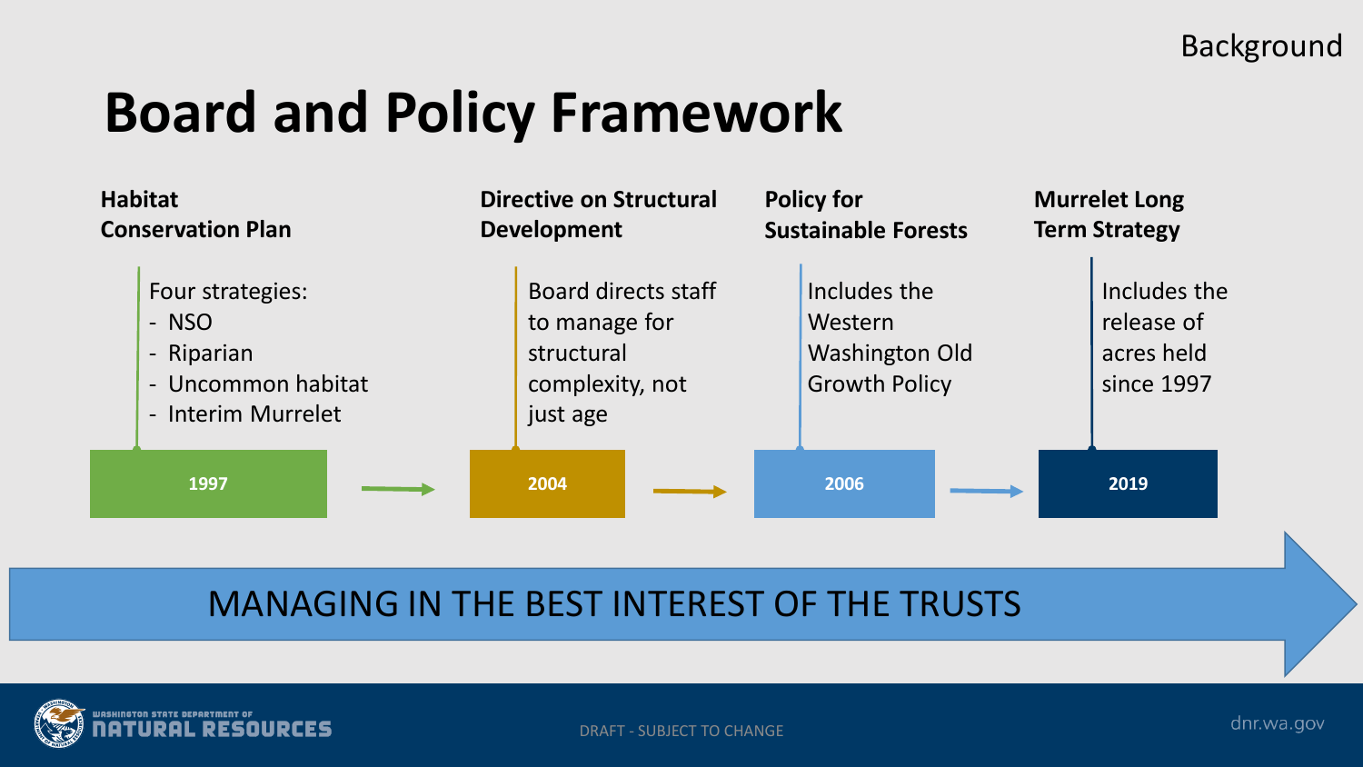Background

# Board and Policy Framework

### Habitat Conservation Plan

**1997**

Four strategies:
- NSO
- Riparian
- Uncommon habitat
- Interim Murrelet

### Directive on Structural Development

**2004**

Board directs staff to manage for structural complexity, not just age

### Policy for Sustainable Forests

**2006**

Includes the Western Washington Old Growth Policy

### Murrelet Long Term Strategy

**2019**

Includes the release of acres held since 1997

MANAGING IN THE BEST INTEREST OF THE TRUSTS

DRAFT - SUBJECT TO CHANGE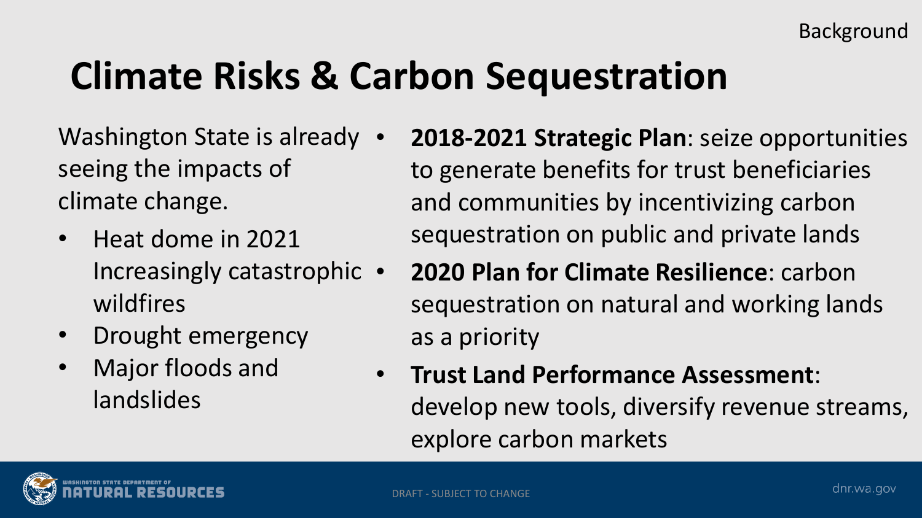Background

# Climate Risks & Carbon Sequestration

Washington State is already seeing the impacts of climate change.

- Heat dome in 2021
- Increasingly catastrophic wildfires
- Drought emergency
- Major floods and landslides

- **2018-2021 Strategic Plan**: seize opportunities to generate benefits for trust beneficiaries and communities by incentivizing carbon sequestration on public and private lands
- **2020 Plan for Climate Resilience**: carbon sequestration on natural and working lands as a priority
- **Trust Land Performance Assessment**: develop new tools, diversify revenue streams, explore carbon markets

DRAFT - SUBJECT TO CHANGE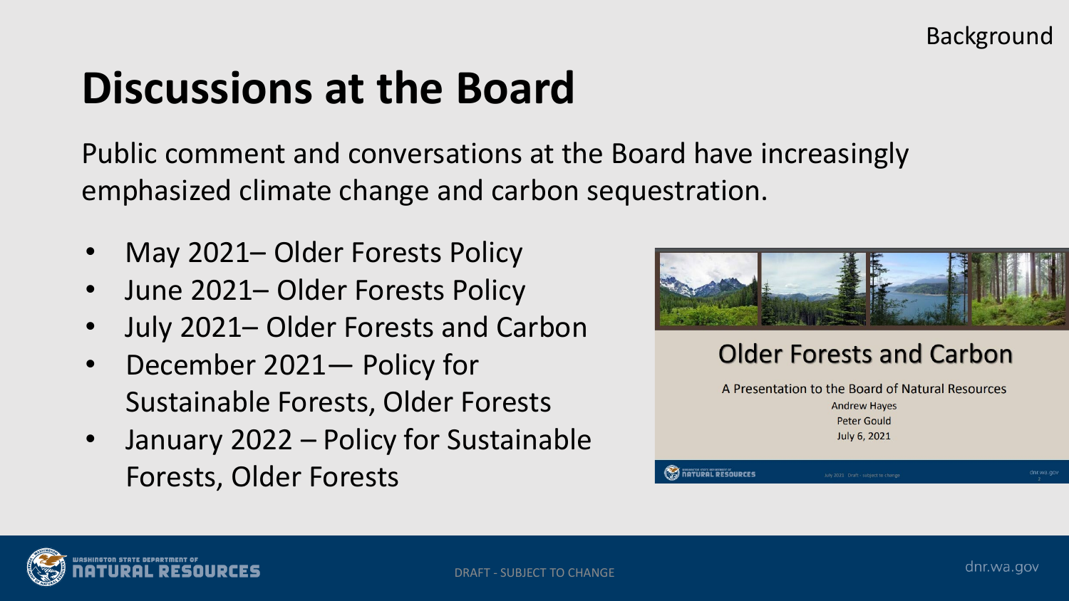Background

# Discussions at the Board

Public comment and conversations at the Board have increasingly emphasized climate change and carbon sequestration.

- May 2021– Older Forests Policy
- June 2021– Older Forests Policy
- July 2021– Older Forests and Carbon
- December 2021— Policy for Sustainable Forests, Older Forests
- January 2022 – Policy for Sustainable Forests, Older Forests

Older Forests and Carbon

A Presentation to the Board of Natural Resources

Andrew Hayes

Peter Gould

July 6, 2021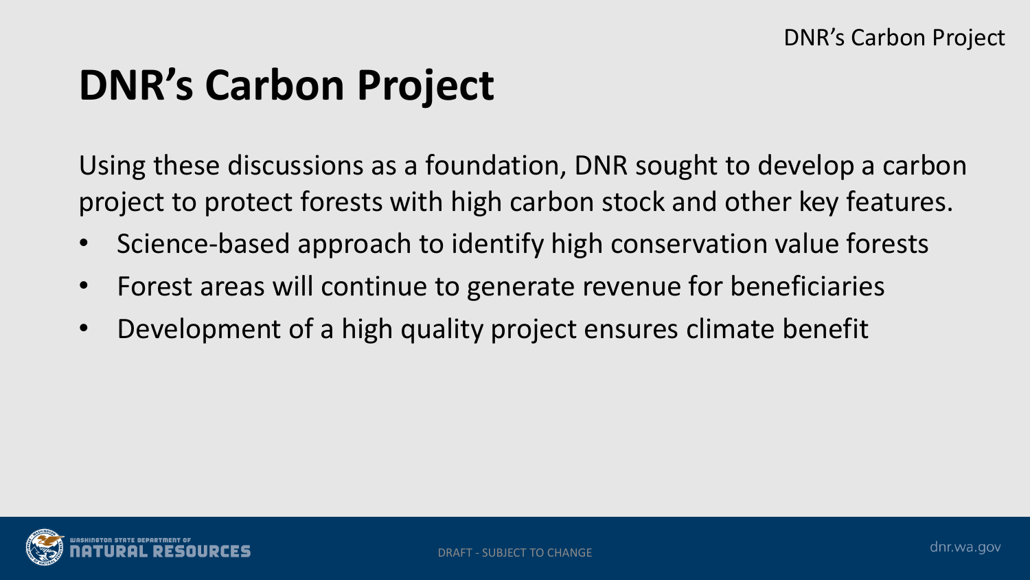# DNR's Carbon Project

Using these discussions as a foundation, DNR sought to develop a carbon project to protect forests with high carbon stock and other key features.

- Science-based approach to identify high conservation value forests
- Forest areas will continue to generate revenue for beneficiaries
- Development of a high quality project ensures climate benefit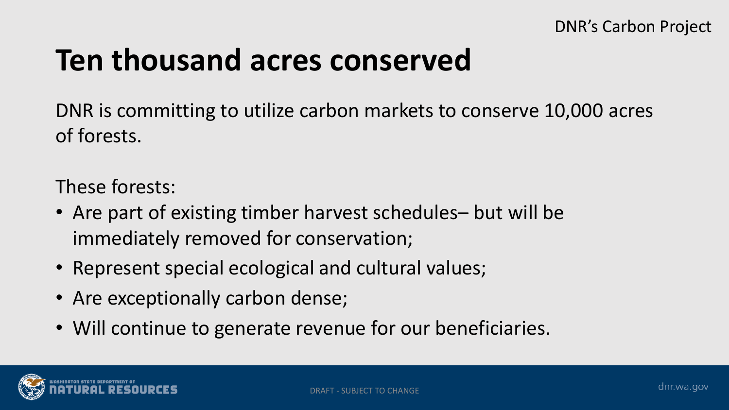# Ten thousand acres conserved

DNR is committing to utilize carbon markets to conserve 10,000 acres of forests.

These forests:

- Are part of existing timber harvest schedules– but will be immediately removed for conservation;
- Represent special ecological and cultural values;
- Are exceptionally carbon dense;
- Will continue to generate revenue for our beneficiaries.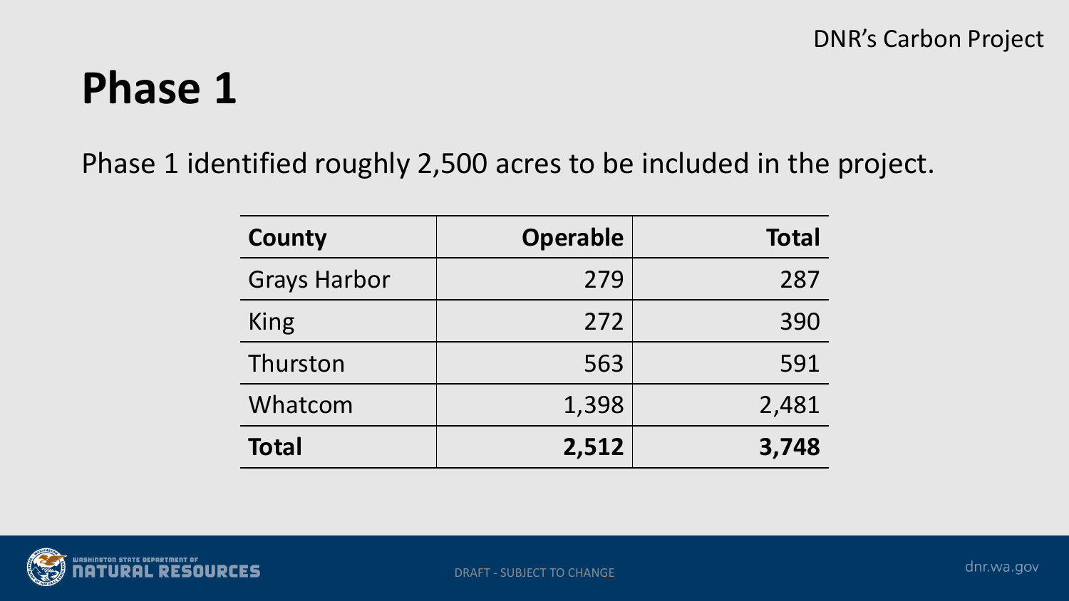# Phase 1

Phase 1 identified roughly 2,500 acres to be included in the project.

| County | Operable | Total |
|---|---:|---:|
| Grays Harbor | 279 | 287 |
| King | 272 | 390 |
| Thurston | 563 | 591 |
| Whatcom | 1,398 | 2,481 |
| **Total** | **2,512** | **3,748** |

DRAFT - SUBJECT TO CHANGE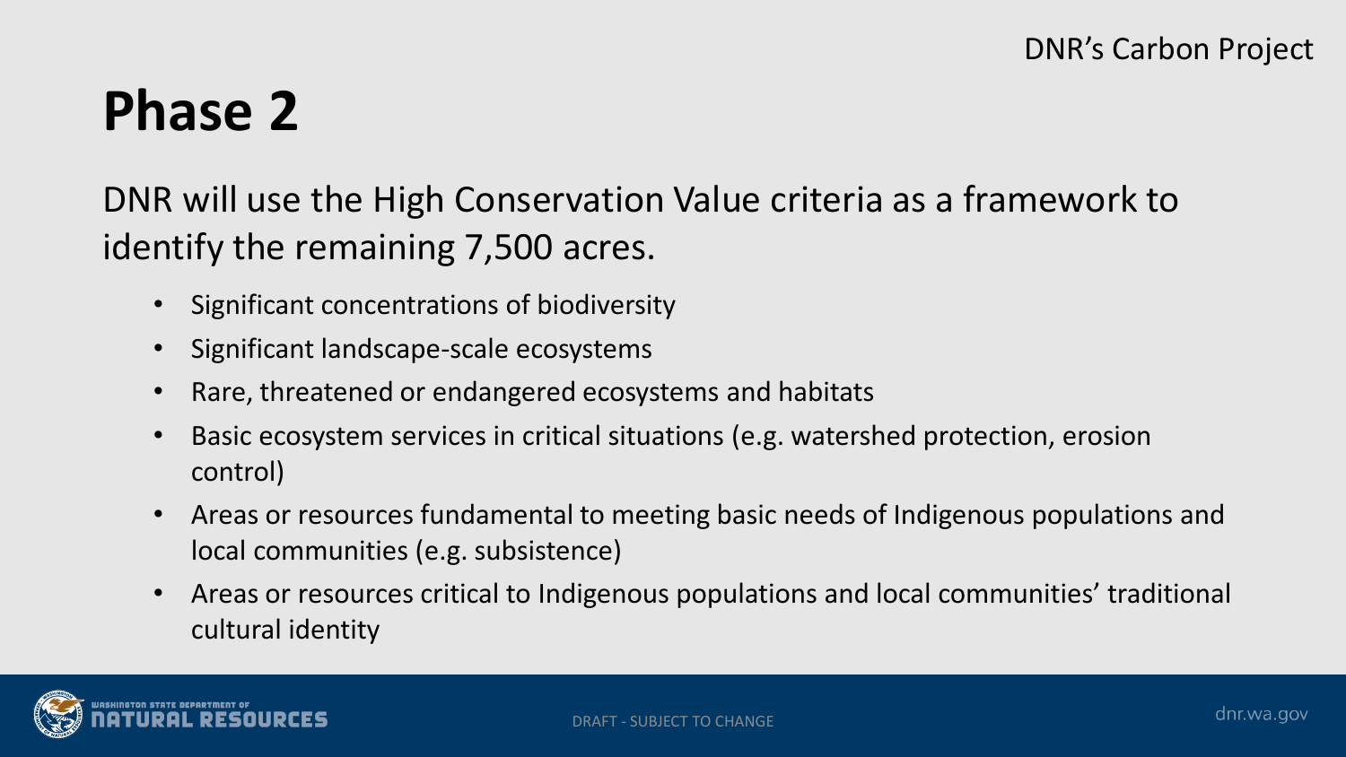# Phase 2

DNR will use the High Conservation Value criteria as a framework to identify the remaining 7,500 acres.

- Significant concentrations of biodiversity
- Significant landscape-scale ecosystems
- Rare, threatened or endangered ecosystems and habitats
- Basic ecosystem services in critical situations (e.g. watershed protection, erosion control)
- Areas or resources fundamental to meeting basic needs of Indigenous populations and local communities (e.g. subsistence)
- Areas or resources critical to Indigenous populations and local communities' traditional cultural identity

DRAFT - SUBJECT TO CHANGE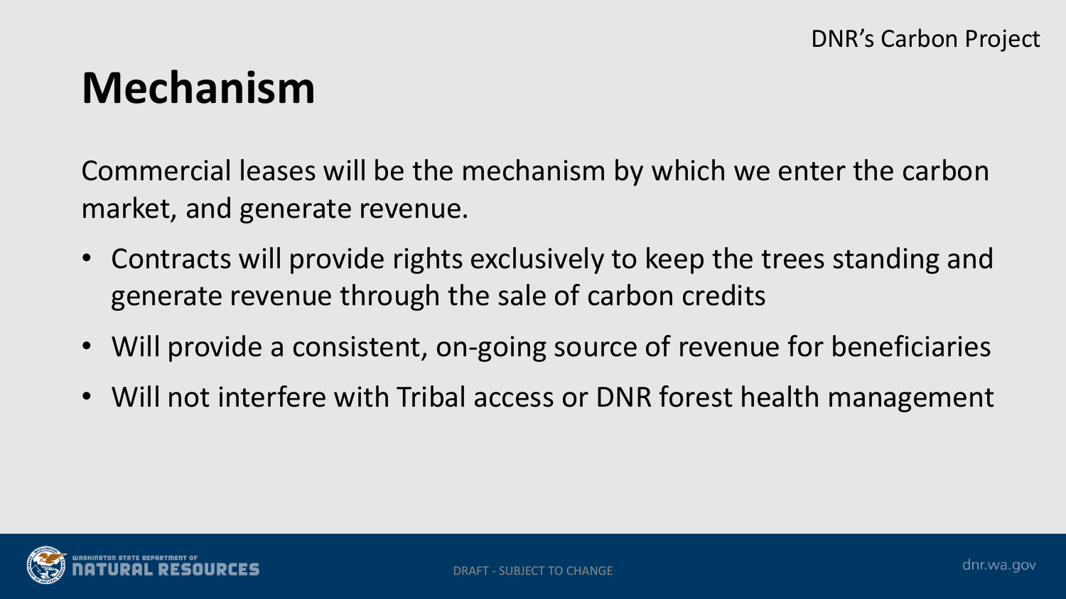# Mechanism

Commercial leases will be the mechanism by which we enter the carbon market, and generate revenue.

- Contracts will provide rights exclusively to keep the trees standing and generate revenue through the sale of carbon credits
- Will provide a consistent, on-going source of revenue for beneficiaries
- Will not interfere with Tribal access or DNR forest health management

DRAFT - SUBJECT TO CHANGE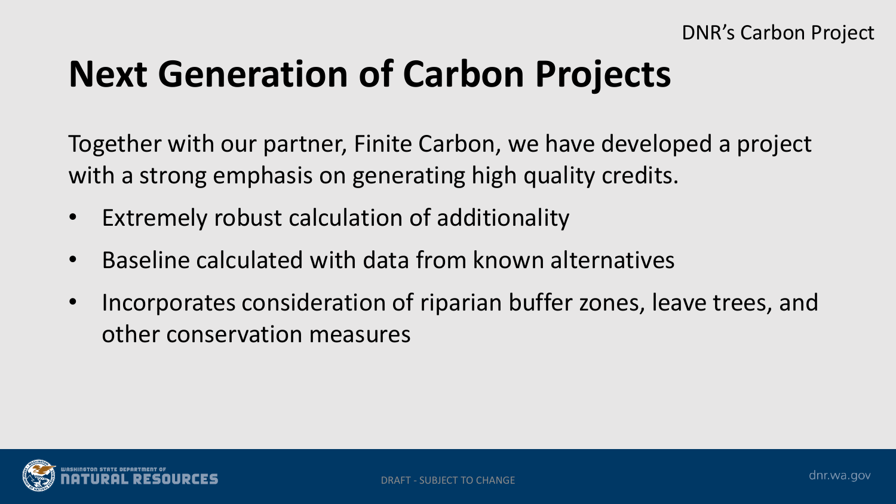# Next Generation of Carbon Projects

Together with our partner, Finite Carbon, we have developed a project with a strong emphasis on generating high quality credits.

- Extremely robust calculation of additionality
- Baseline calculated with data from known alternatives
- Incorporates consideration of riparian buffer zones, leave trees, and other conservation measures

DRAFT - SUBJECT TO CHANGE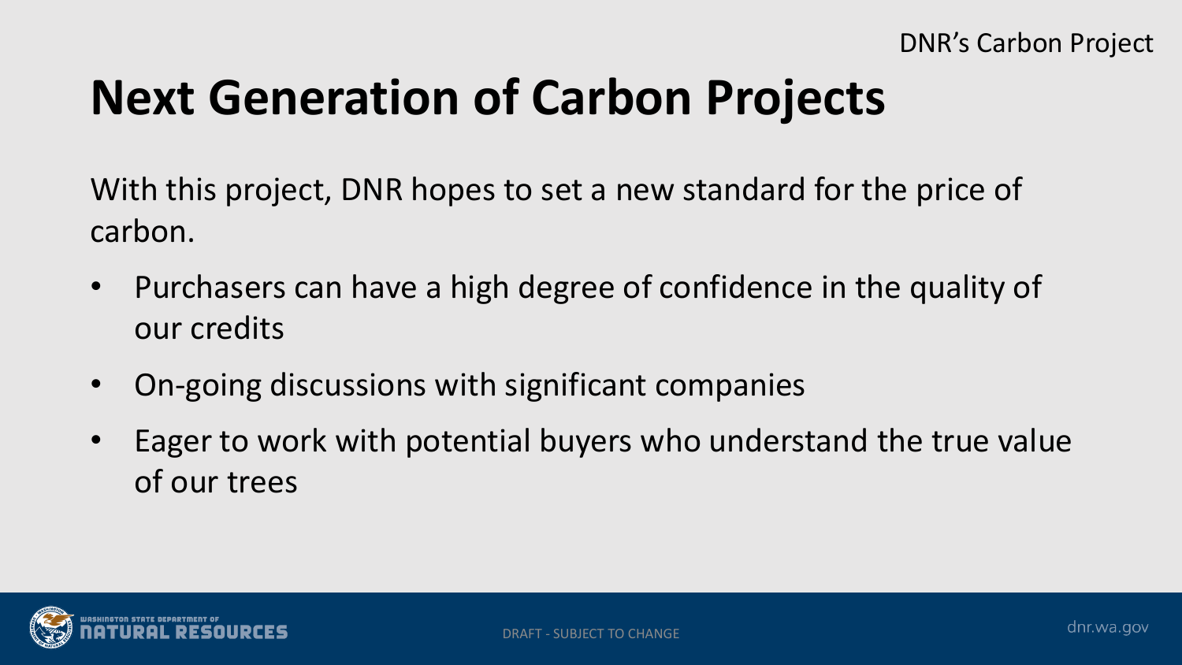# Next Generation of Carbon Projects

With this project, DNR hopes to set a new standard for the price of carbon.

- Purchasers can have a high degree of confidence in the quality of our credits
- On-going discussions with significant companies
- Eager to work with potential buyers who understand the true value of our trees

DRAFT - SUBJECT TO CHANGE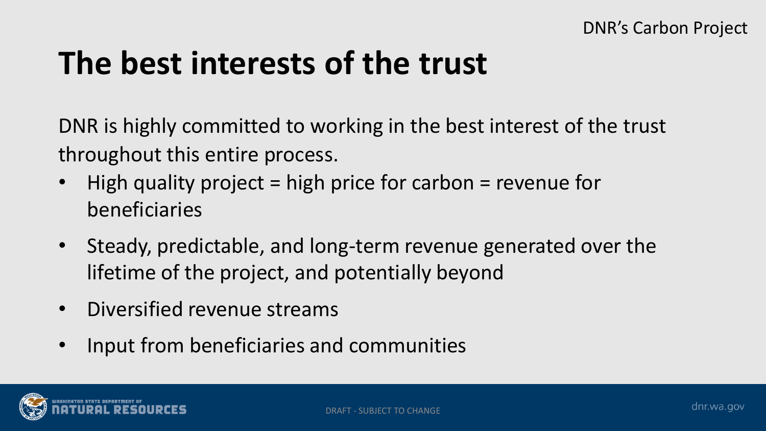# The best interests of the trust

DNR is highly committed to working in the best interest of the trust throughout this entire process.

- High quality project = high price for carbon = revenue for beneficiaries
- Steady, predictable, and long-term revenue generated over the lifetime of the project, and potentially beyond
- Diversified revenue streams
- Input from beneficiaries and communities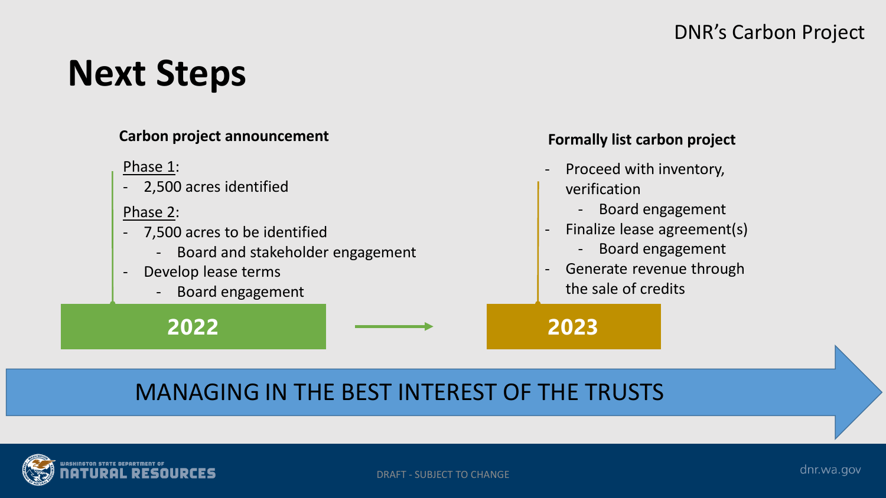DNR's Carbon Project

# Next Steps

**Carbon project announcement**

Phase 1:

- 2,500 acres identified

Phase 2:

- 7,500 acres to be identified
  - Board and stakeholder engagement
- Develop lease terms
  - Board engagement

**2022**

**Formally list carbon project**

- Proceed with inventory, verification
  - Board engagement
- Finalize lease agreement(s)
  - Board engagement
- Generate revenue through the sale of credits

**2023**

MANAGING IN THE BEST INTEREST OF THE TRUSTS

DRAFT - SUBJECT TO CHANGE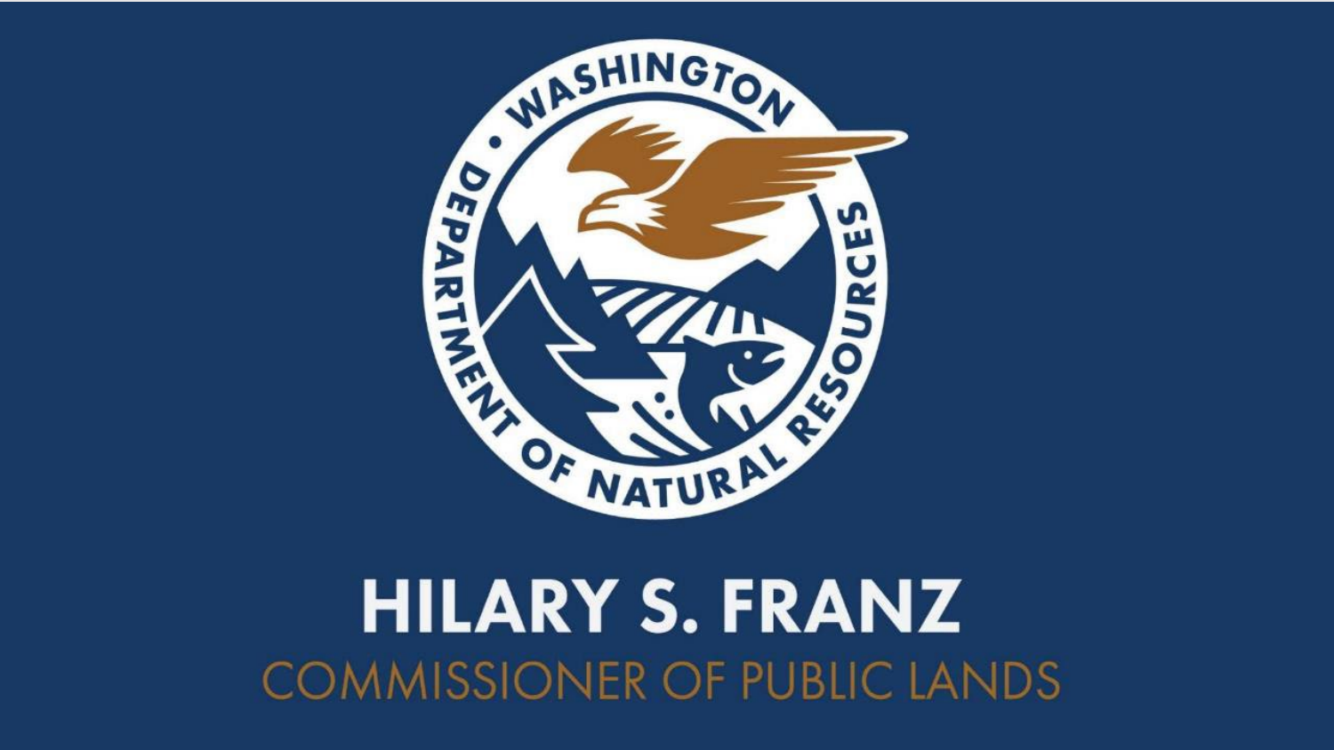WASHINGTON DEPARTMENT OF NATURAL RESOURCES

**HILARY S. FRANZ**

COMMISSIONER OF PUBLIC LANDS